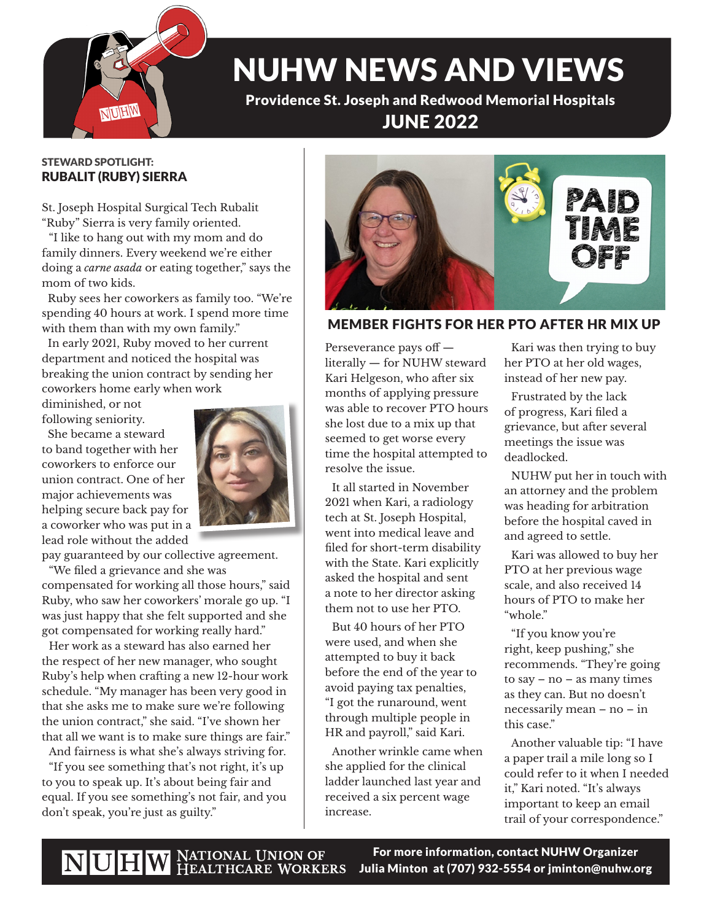# NUHW NEWS AND VIEWS

**Providence St. Joseph and Redwood Memorial Hospitals**

**JUNE 2022**

## STEWARD SPOTLIGHT: RUBALIT (RUBY) SIERRA

St. Joseph Hospital Surgical Tech Rubalit "Ruby" Sierra is very family oriented.

"I like to hang out with my mom and do family dinners. Every weekend we're either doing a *carne asada* or eating together," says the mom of two kids.

Ruby sees her coworkers as family too. "We're spending 40 hours at work. I spend more time with them than with my own family."

In early 2021, Ruby moved to her current department and noticed the hospital was breaking the union contract by sending her coworkers home early when work diminished, or not following seniority.

She became a steward to band together with her coworkers to enforce our union contract. One of her major achievements was helping secure back pay for a coworker who was put in a lead role without the added pay guaranteed by our collective agreement.

"We filed a grievance and she was compensated for working all those hours," said Ruby, who saw her coworkers' morale go up. "I was just happy that she felt supported and she got compensated for working really hard."

Her work as a steward has also earned her the respect of her new manager, who sought Ruby's help when crafting a new 12-hour work schedule. "My manager has been very good in that she asks me to make sure we're following the union contract," she said. "I've shown her that all we want is to make sure things are fair."

And fairness is what she's always striving for.

"If you see something that's not right, it's up to you to speak up. It's about being fair and equal. If you see something's not fair, and you don't speak, you're just as guilty."

## MEMBER FIGHTS FOR HER PTO AFTER HR MIX UP

Perseverance pays off — literally — for NUHW steward Kari Helgeson, who after six months of applying pressure was able to recover PTO hours she lost due to a mix up that seemed to get worse every time the hospital attempted to resolve the issue.

It all started in November 2021 when Kari, a radiology tech at St. Joseph Hospital, went into medical leave and filed for short-term disability with the State. Kari explicitly asked the hospital and sent a note to her director asking them not to use her PTO.

But 40 hours of her PTO were used, and when she attempted to buy it back before the end of the year to avoid paying tax penalties, "I got the runaround, went through multiple people in HR and payroll," said Kari.

Another wrinkle came when she applied for the clinical ladder launched last year and received a six percent wage increase.

Kari was then trying to buy her PTO at her old wages, instead of her new pay.

Frustrated by the lack of progress, Kari filed a grievance, but after several meetings the issue was deadlocked.

NUHW put her in touch with an attorney and the problem was heading for arbitration before the hospital caved in and agreed to settle.

Kari was allowed to buy her PTO at her previous wage scale, and also received 14 hours of PTO to make her "whole."

"If you know you're right, keep pushing," she recommends. "They're going to say – no – as many times as they can. But no doesn't necessarily mean – no – in this case."

Another valuable tip: "I have a paper trail a mile long so I could refer to it when I needed it," Kari noted. "It's always important to keep an email trail of your correspondence."

NUHW National Union of Healthcare Workers

For more information, contact NUHW Organizer Julia Minton at (707) 932-5554 or jminton@nuhw.org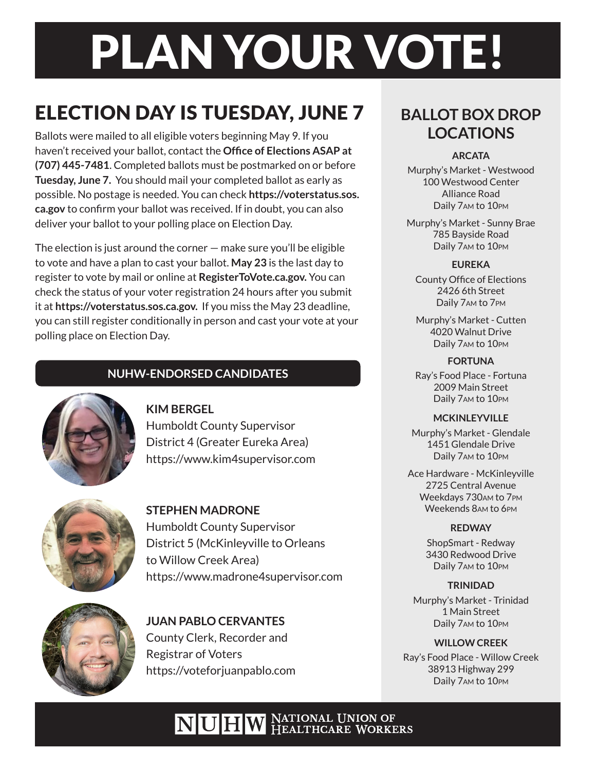# PLAN YOUR VOTE!

## ELECTION DAY IS TUESDAY, JUNE 7

Ballots were mailed to all eligible voters beginning May 9. If you haven't received your ballot, contact the **Office of Elections ASAP at (707) 445-7481**. Completed ballots must be postmarked on or before **Tuesday, June 7.** You should mail your completed ballot as early as possible. No postage is needed. You can check **https://voterstatus.sos.ca.gov** to confirm your ballot was received. If in doubt, you can also deliver your ballot to your polling place on Election Day.

The election is just around the corner — make sure you'll be eligible to vote and have a plan to cast your ballot. **May 23** is the last day to register to vote by mail or online at **RegisterToVote.ca.gov.** You can check the status of your voter registration 24 hours after you submit it at **https://voterstatus.sos.ca.gov.** If you miss the May 23 deadline, you can still register conditionally in person and cast your vote at your polling place on Election Day.

### NUHW-ENDORSED CANDIDATES

**KIM BERGEL**
Humboldt County Supervisor
District 4 (Greater Eureka Area)
https://www.kim4supervisor.com

**STEPHEN MADRONE**
Humboldt County Supervisor
District 5 (McKinleyville to Orleans to Willow Creek Area)
https://www.madrone4supervisor.com

**JUAN PABLO CERVANTES**
County Clerk, Recorder and Registrar of Voters
https://voteforjuanpablo.com

## BALLOT BOX DROP LOCATIONS

**ARCATA**

Murphy's Market - Westwood
100 Westwood Center
Alliance Road
Daily 7AM to 10PM

Murphy's Market - Sunny Brae
785 Bayside Road
Daily 7AM to 10PM

**EUREKA**

County Office of Elections
2426 6th Street
Daily 7AM to 7PM

Murphy's Market - Cutten
4020 Walnut Drive
Daily 7AM to 10PM

**FORTUNA**

Ray's Food Place - Fortuna
2009 Main Street
Daily 7AM to 10PM

**MCKINLEYVILLE**

Murphy's Market - Glendale
1451 Glendale Drive
Daily 7AM to 10PM

Ace Hardware - McKinleyville
2725 Central Avenue
Weekdays 730AM to 7PM
Weekends 8AM to 6PM

**REDWAY**

ShopSmart - Redway
3430 Redwood Drive
Daily 7AM to 10PM

**TRINIDAD**

Murphy's Market - Trinidad
1 Main Street
Daily 7AM to 10PM

**WILLOW CREEK**

Ray's Food Place - Willow Creek
38913 Highway 299
Daily 7AM to 10PM

NUHW NATIONAL UNION OF HEALTHCARE WORKERS